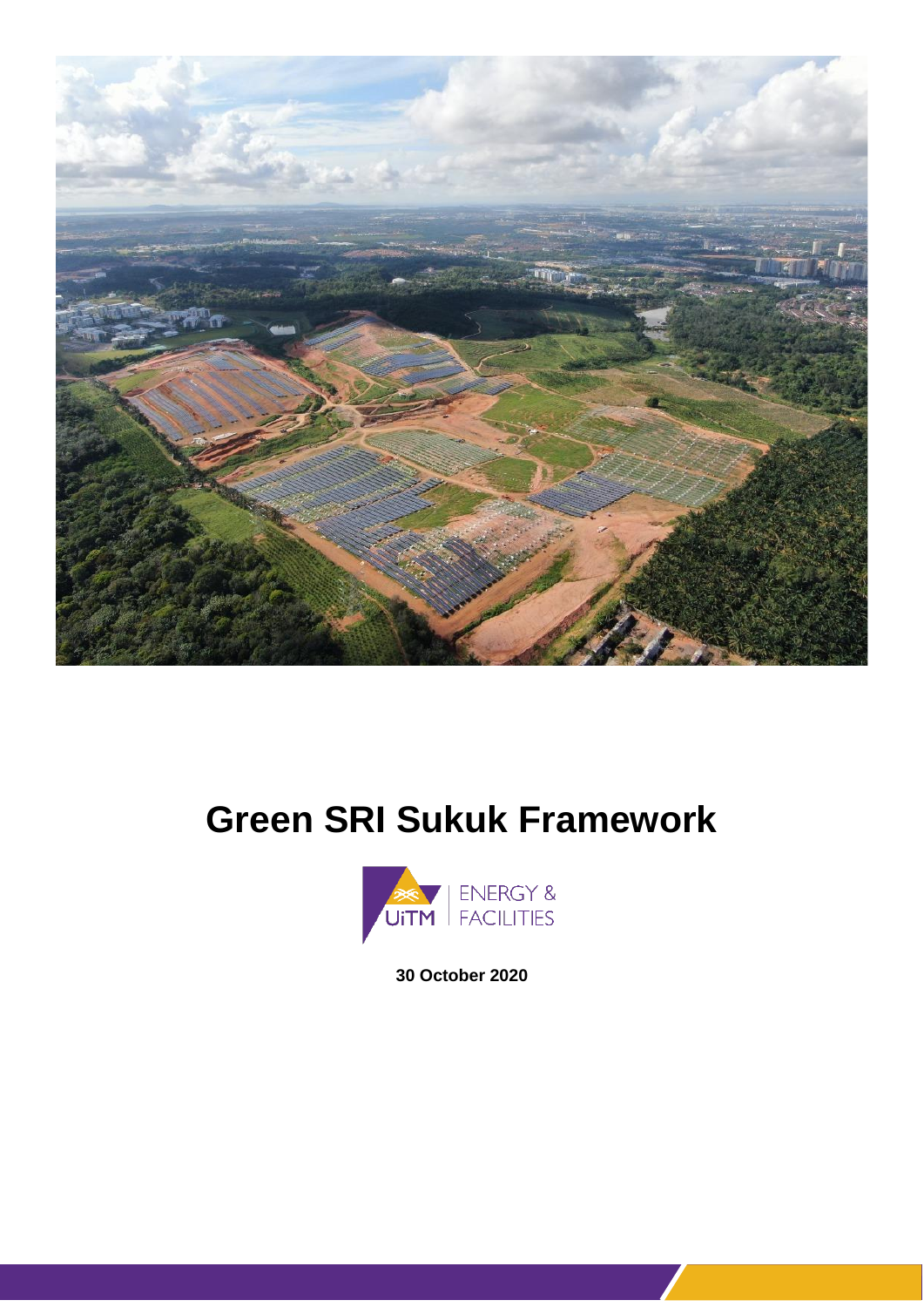# Green SRI Sukuk Framework

UiTM | ENERGY & FACILITIES

**30 October 2020**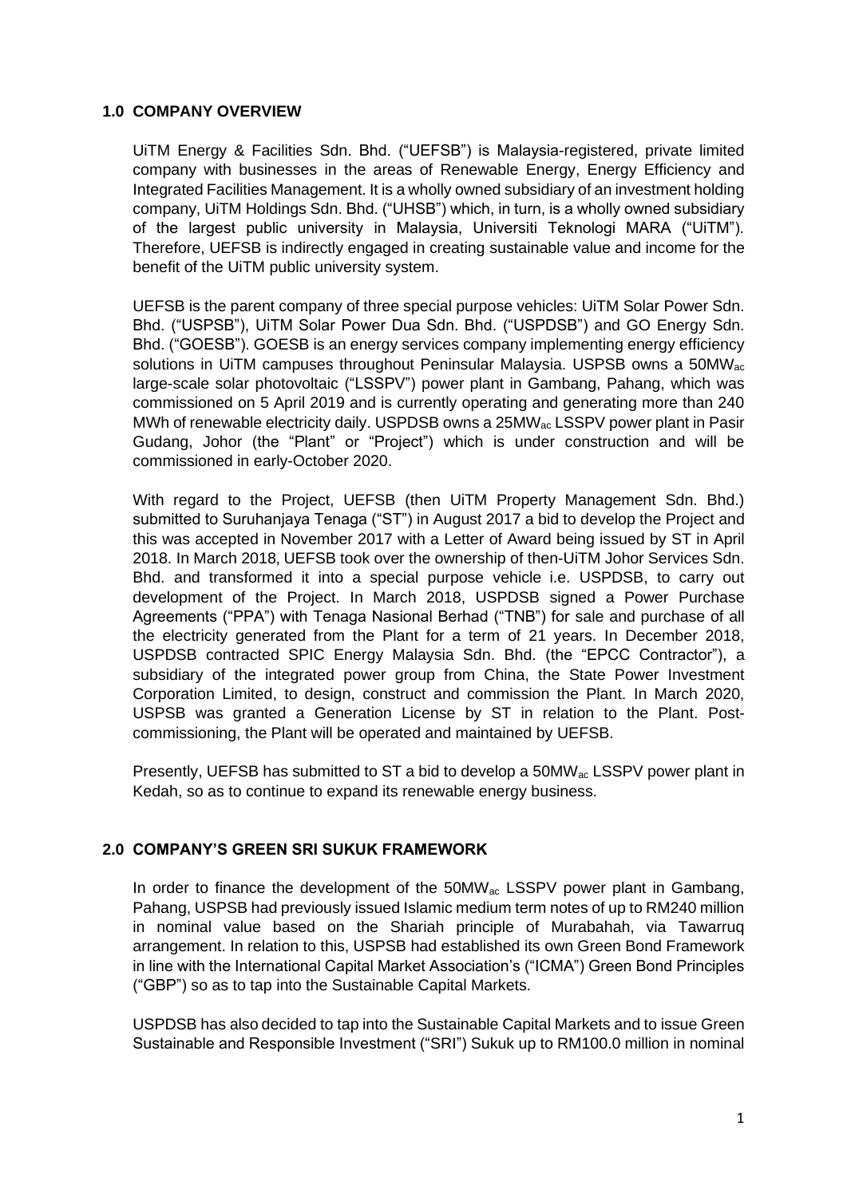## 1.0 COMPANY OVERVIEW

UiTM Energy & Facilities Sdn. Bhd. ("UEFSB") is Malaysia-registered, private limited company with businesses in the areas of Renewable Energy, Energy Efficiency and Integrated Facilities Management. It is a wholly owned subsidiary of an investment holding company, UiTM Holdings Sdn. Bhd. ("UHSB") which, in turn, is a wholly owned subsidiary of the largest public university in Malaysia, Universiti Teknologi MARA ("UiTM"). Therefore, UEFSB is indirectly engaged in creating sustainable value and income for the benefit of the UiTM public university system.

UEFSB is the parent company of three special purpose vehicles: UiTM Solar Power Sdn. Bhd. ("USPSB"), UiTM Solar Power Dua Sdn. Bhd. ("USPDSB") and GO Energy Sdn. Bhd. ("GOESB"). GOESB is an energy services company implementing energy efficiency solutions in UiTM campuses throughout Peninsular Malaysia. USPSB owns a $50MW_{ac}$ large-scale solar photovoltaic ("LSSPV") power plant in Gambang, Pahang, which was commissioned on 5 April 2019 and is currently operating and generating more than 240 MWh of renewable electricity daily. USPDSB owns a $25MW_{ac}$ LSSPV power plant in Pasir Gudang, Johor (the "Plant" or "Project") which is under construction and will be commissioned in early-October 2020.

With regard to the Project, UEFSB (then UiTM Property Management Sdn. Bhd.) submitted to Suruhanjaya Tenaga ("ST") in August 2017 a bid to develop the Project and this was accepted in November 2017 with a Letter of Award being issued by ST in April 2018. In March 2018, UEFSB took over the ownership of then-UiTM Johor Services Sdn. Bhd. and transformed it into a special purpose vehicle i.e. USPDSB, to carry out development of the Project. In March 2018, USPDSB signed a Power Purchase Agreements ("PPA") with Tenaga Nasional Berhad ("TNB") for sale and purchase of all the electricity generated from the Plant for a term of 21 years. In December 2018, USPDSB contracted SPIC Energy Malaysia Sdn. Bhd. (the "EPCC Contractor"), a subsidiary of the integrated power group from China, the State Power Investment Corporation Limited, to design, construct and commission the Plant. In March 2020, USPSB was granted a Generation License by ST in relation to the Plant. Post-commissioning, the Plant will be operated and maintained by UEFSB.

Presently, UEFSB has submitted to ST a bid to develop a $50MW_{ac}$ LSSPV power plant in Kedah, so as to continue to expand its renewable energy business.

## 2.0 COMPANY'S GREEN SRI SUKUK FRAMEWORK

In order to finance the development of the $50MW_{ac}$ LSSPV power plant in Gambang, Pahang, USPSB had previously issued Islamic medium term notes of up to RM240 million in nominal value based on the Shariah principle of Murabahah, via Tawarruq arrangement. In relation to this, USPSB had established its own Green Bond Framework in line with the International Capital Market Association's ("ICMA") Green Bond Principles ("GBP") so as to tap into the Sustainable Capital Markets.

USPDSB has also decided to tap into the Sustainable Capital Markets and to issue Green Sustainable and Responsible Investment ("SRI") Sukuk up to RM100.0 million in nominal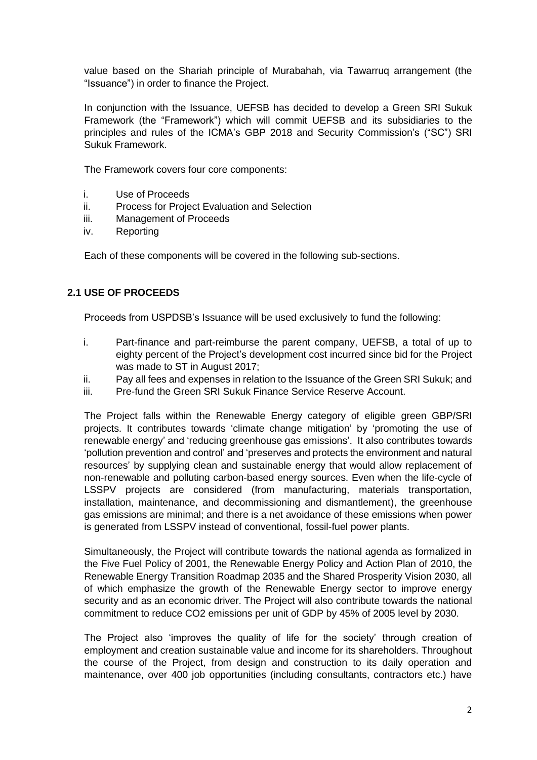value based on the Shariah principle of Murabahah, via Tawarruq arrangement (the "Issuance") in order to finance the Project.

In conjunction with the Issuance, UEFSB has decided to develop a Green SRI Sukuk Framework (the "Framework") which will commit UEFSB and its subsidiaries to the principles and rules of the ICMA's GBP 2018 and Security Commission's ("SC") SRI Sukuk Framework.

The Framework covers four core components:

i. Use of Proceeds
ii. Process for Project Evaluation and Selection
iii. Management of Proceeds
iv. Reporting

Each of these components will be covered in the following sub-sections.

## 2.1 USE OF PROCEEDS

Proceeds from USPDSB's Issuance will be used exclusively to fund the following:

i. Part-finance and part-reimburse the parent company, UEFSB, a total of up to eighty percent of the Project's development cost incurred since bid for the Project was made to ST in August 2017;
ii. Pay all fees and expenses in relation to the Issuance of the Green SRI Sukuk; and
iii. Pre-fund the Green SRI Sukuk Finance Service Reserve Account.

The Project falls within the Renewable Energy category of eligible green GBP/SRI projects. It contributes towards 'climate change mitigation' by 'promoting the use of renewable energy' and 'reducing greenhouse gas emissions'. It also contributes towards 'pollution prevention and control' and 'preserves and protects the environment and natural resources' by supplying clean and sustainable energy that would allow replacement of non-renewable and polluting carbon-based energy sources. Even when the life-cycle of LSSPV projects are considered (from manufacturing, materials transportation, installation, maintenance, and decommissioning and dismantlement), the greenhouse gas emissions are minimal; and there is a net avoidance of these emissions when power is generated from LSSPV instead of conventional, fossil-fuel power plants.

Simultaneously, the Project will contribute towards the national agenda as formalized in the Five Fuel Policy of 2001, the Renewable Energy Policy and Action Plan of 2010, the Renewable Energy Transition Roadmap 2035 and the Shared Prosperity Vision 2030, all of which emphasize the growth of the Renewable Energy sector to improve energy security and as an economic driver. The Project will also contribute towards the national commitment to reduce $CO_2$ emissions per unit of GDP by 45% of 2005 level by 2030.

The Project also 'improves the quality of life for the society' through creation of employment and creation sustainable value and income for its shareholders. Throughout the course of the Project, from design and construction to its daily operation and maintenance, over 400 job opportunities (including consultants, contractors etc.) have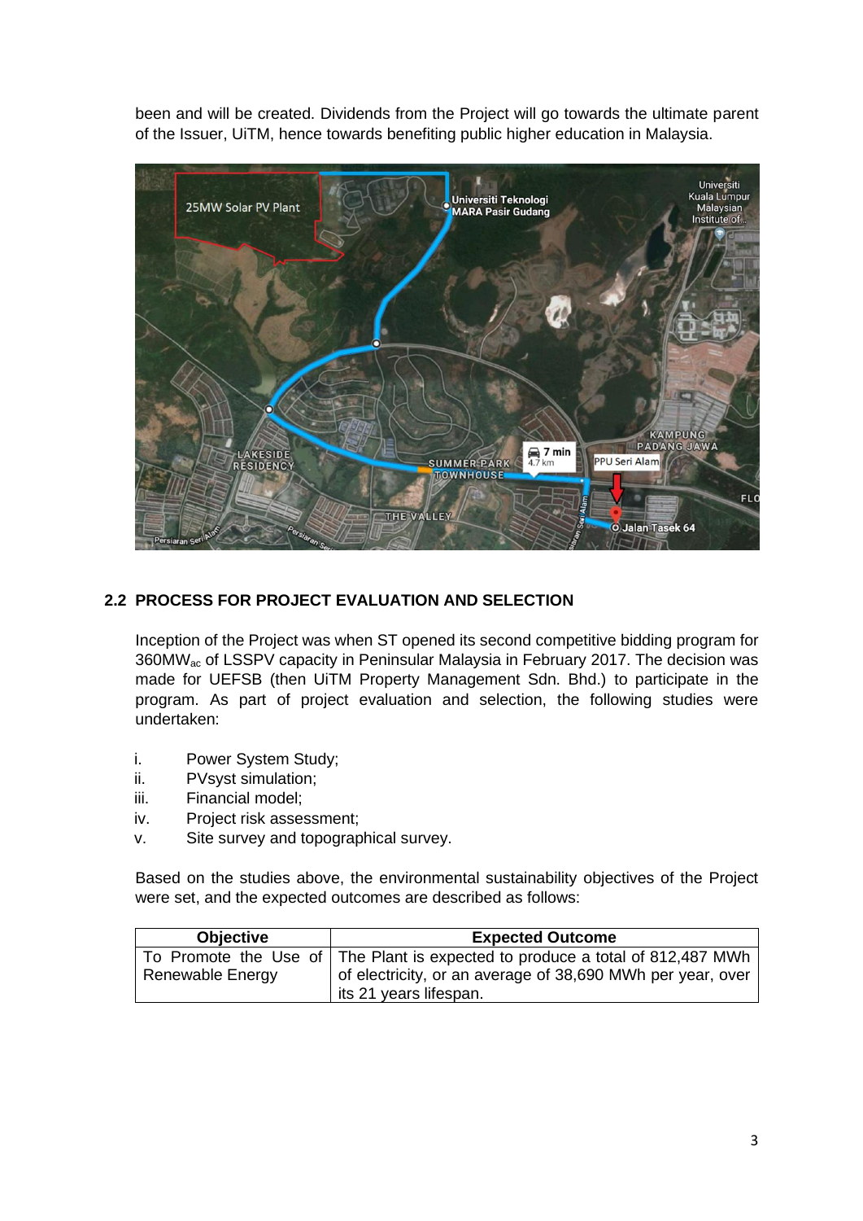been and will be created. Dividends from the Project will go towards the ultimate parent of the Issuer, UiTM, hence towards benefiting public higher education in Malaysia.

## 2.2 PROCESS FOR PROJECT EVALUATION AND SELECTION

Inception of the Project was when ST opened its second competitive bidding program for 360MW$_{ac}$ of LSSPV capacity in Peninsular Malaysia in February 2017. The decision was made for UEFSB (then UiTM Property Management Sdn. Bhd.) to participate in the program. As part of project evaluation and selection, the following studies were undertaken:

i. Power System Study;
ii. PVsyst simulation;
iii. Financial model;
iv. Project risk assessment;
v. Site survey and topographical survey.

Based on the studies above, the environmental sustainability objectives of the Project were set, and the expected outcomes are described as follows:

| Objective | Expected Outcome |
|---|---|
| To Promote the Use of Renewable Energy | The Plant is expected to produce a total of 812,487 MWh of electricity, or an average of 38,690 MWh per year, over its 21 years lifespan. |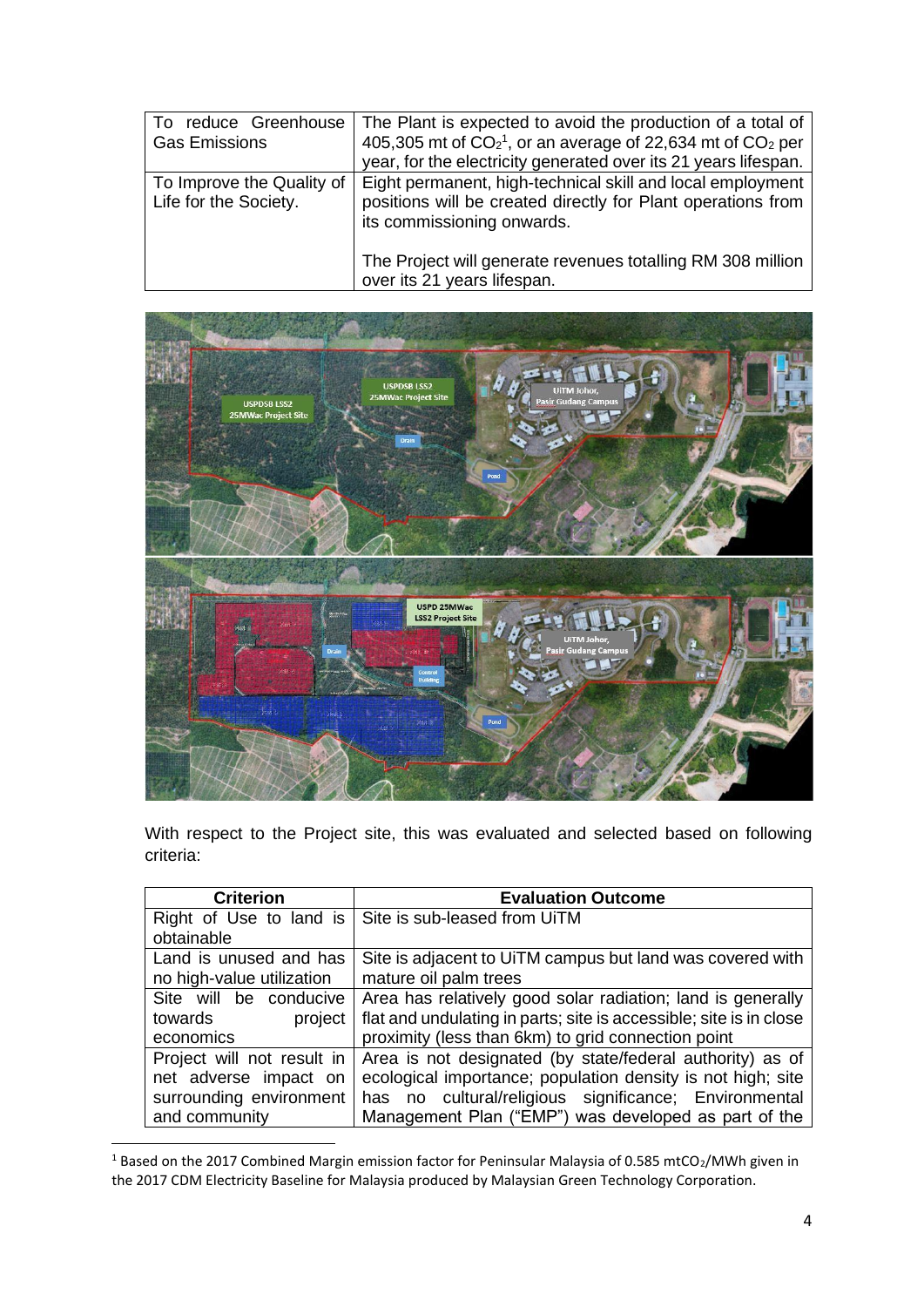| To reduce Greenhouse Gas Emissions | The Plant is expected to avoid the production of a total of 405,305 mt of $CO_2$[1], or an average of 22,634 mt of $CO_2$ per year, for the electricity generated over its 21 years lifespan. |
|---|---|
| To Improve the Quality of Life for the Society. | Eight permanent, high-technical skill and local employment positions will be created directly for Plant operations from its commissioning onwards.<br><br>The Project will generate revenues totalling RM 308 million over its 21 years lifespan. |

With respect to the Project site, this was evaluated and selected based on following criteria:

| Criterion | Evaluation Outcome |
|---|---|
| Right of Use to land is obtainable | Site is sub-leased from UiTM |
| Land is unused and has no high-value utilization | Site is adjacent to UiTM campus but land was covered with mature oil palm trees |
| Site will be conducive towards project economics | Area has relatively good solar radiation; land is generally flat and undulating in parts; site is accessible; site is in close proximity (less than 6km) to grid connection point |
| Project will not result in net adverse impact on surrounding environment and community | Area is not designated (by state/federal authority) as of ecological importance; population density is not high; site has no cultural/religious significance; Environmental Management Plan ("EMP") was developed as part of the |

[1] Based on the 2017 Combined Margin emission factor for Peninsular Malaysia of 0.585 $mtCO_2$/MWh given in the 2017 CDM Electricity Baseline for Malaysia produced by Malaysian Green Technology Corporation.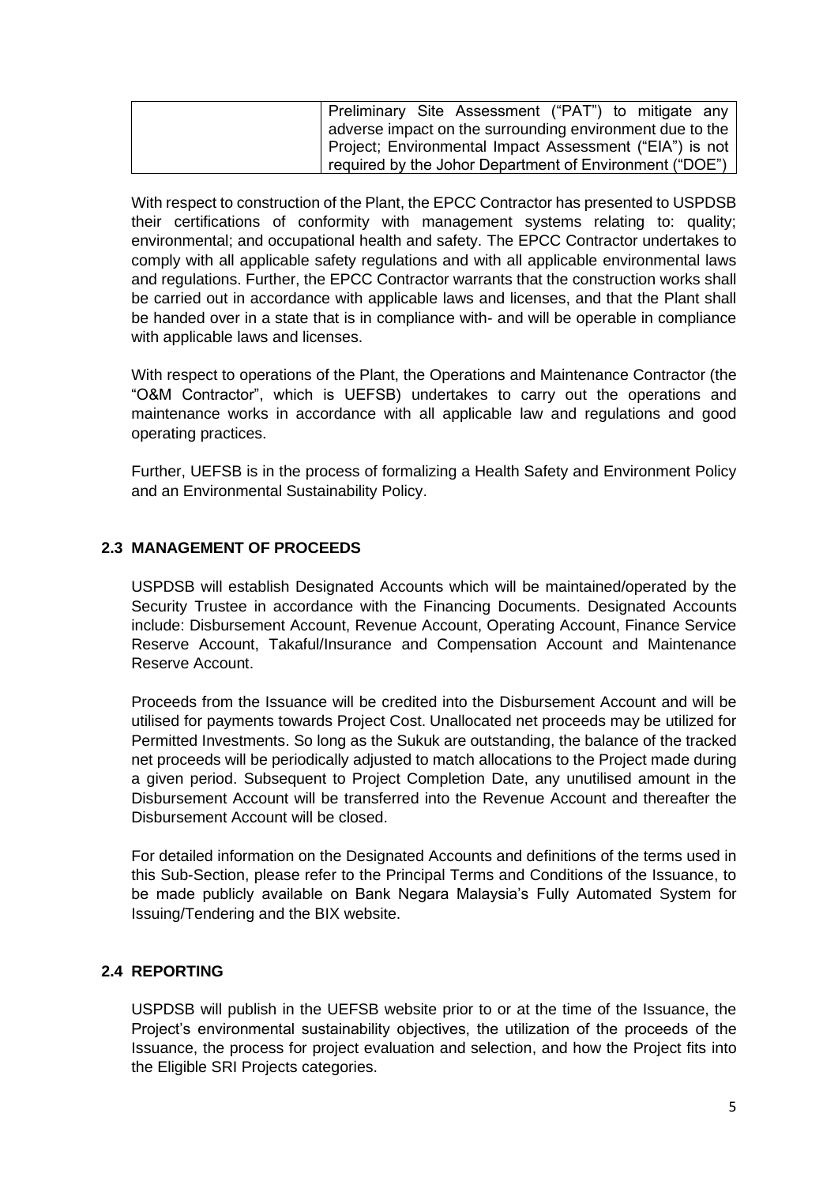| | |
|---|---|
| | Preliminary Site Assessment ("PAT") to mitigate any adverse impact on the surrounding environment due to the Project; Environmental Impact Assessment ("EIA") is not required by the Johor Department of Environment ("DOE") |

With respect to construction of the Plant, the EPCC Contractor has presented to USPDSB their certifications of conformity with management systems relating to: quality; environmental; and occupational health and safety. The EPCC Contractor undertakes to comply with all applicable safety regulations and with all applicable environmental laws and regulations. Further, the EPCC Contractor warrants that the construction works shall be carried out in accordance with applicable laws and licenses, and that the Plant shall be handed over in a state that is in compliance with- and will be operable in compliance with applicable laws and licenses.

With respect to operations of the Plant, the Operations and Maintenance Contractor (the "O&M Contractor", which is UEFSB) undertakes to carry out the operations and maintenance works in accordance with all applicable law and regulations and good operating practices.

Further, UEFSB is in the process of formalizing a Health Safety and Environment Policy and an Environmental Sustainability Policy.

## 2.3 MANAGEMENT OF PROCEEDS

USPDSB will establish Designated Accounts which will be maintained/operated by the Security Trustee in accordance with the Financing Documents. Designated Accounts include: Disbursement Account, Revenue Account, Operating Account, Finance Service Reserve Account, Takaful/Insurance and Compensation Account and Maintenance Reserve Account.

Proceeds from the Issuance will be credited into the Disbursement Account and will be utilised for payments towards Project Cost. Unallocated net proceeds may be utilized for Permitted Investments. So long as the Sukuk are outstanding, the balance of the tracked net proceeds will be periodically adjusted to match allocations to the Project made during a given period. Subsequent to Project Completion Date, any unutilised amount in the Disbursement Account will be transferred into the Revenue Account and thereafter the Disbursement Account will be closed.

For detailed information on the Designated Accounts and definitions of the terms used in this Sub-Section, please refer to the Principal Terms and Conditions of the Issuance, to be made publicly available on Bank Negara Malaysia's Fully Automated System for Issuing/Tendering and the BIX website.

## 2.4 REPORTING

USPDSB will publish in the UEFSB website prior to or at the time of the Issuance, the Project's environmental sustainability objectives, the utilization of the proceeds of the Issuance, the process for project evaluation and selection, and how the Project fits into the Eligible SRI Projects categories.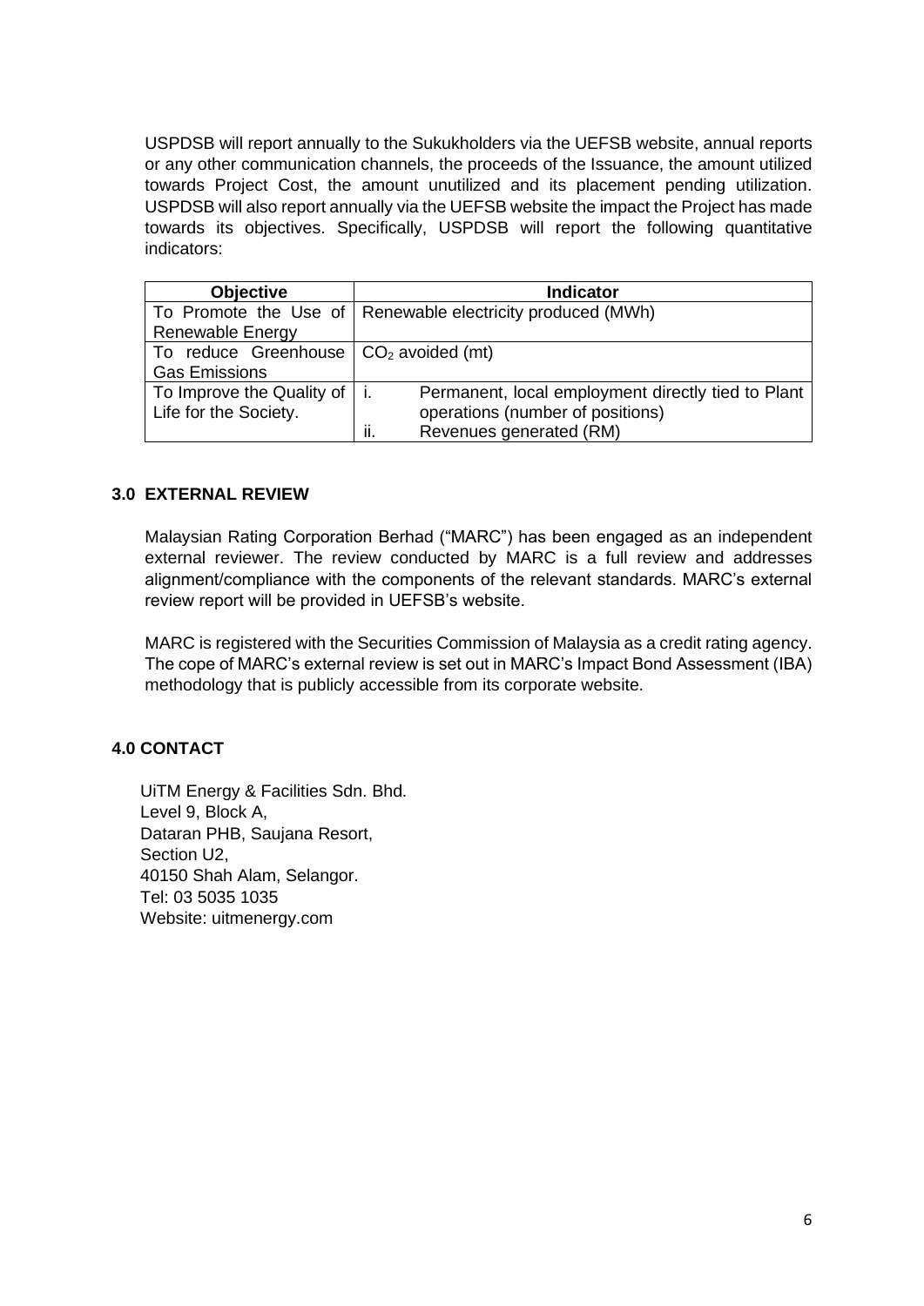USPDSB will report annually to the Sukukholders via the UEFSB website, annual reports or any other communication channels, the proceeds of the Issuance, the amount utilized towards Project Cost, the amount unutilized and its placement pending utilization. USPDSB will also report annually via the UEFSB website the impact the Project has made towards its objectives. Specifically, USPDSB will report the following quantitative indicators:

| Objective | Indicator |
|---|---|
| To Promote the Use of Renewable Energy | Renewable electricity produced (MWh) |
| To reduce Greenhouse Gas Emissions | $CO_2$ avoided (mt) |
| To Improve the Quality of Life for the Society. | i. Permanent, local employment directly tied to Plant operations (number of positions)<br>ii. Revenues generated (RM) |

## 3.0 EXTERNAL REVIEW

Malaysian Rating Corporation Berhad ("MARC") has been engaged as an independent external reviewer. The review conducted by MARC is a full review and addresses alignment/compliance with the components of the relevant standards. MARC's external review report will be provided in UEFSB's website.

MARC is registered with the Securities Commission of Malaysia as a credit rating agency. The cope of MARC's external review is set out in MARC's Impact Bond Assessment (IBA) methodology that is publicly accessible from its corporate website.

## 4.0 CONTACT

UiTM Energy & Facilities Sdn. Bhd.
Level 9, Block A,
Dataran PHB, Saujana Resort,
Section U2,
40150 Shah Alam, Selangor.
Tel: 03 5035 1035
Website: uitmenergy.com